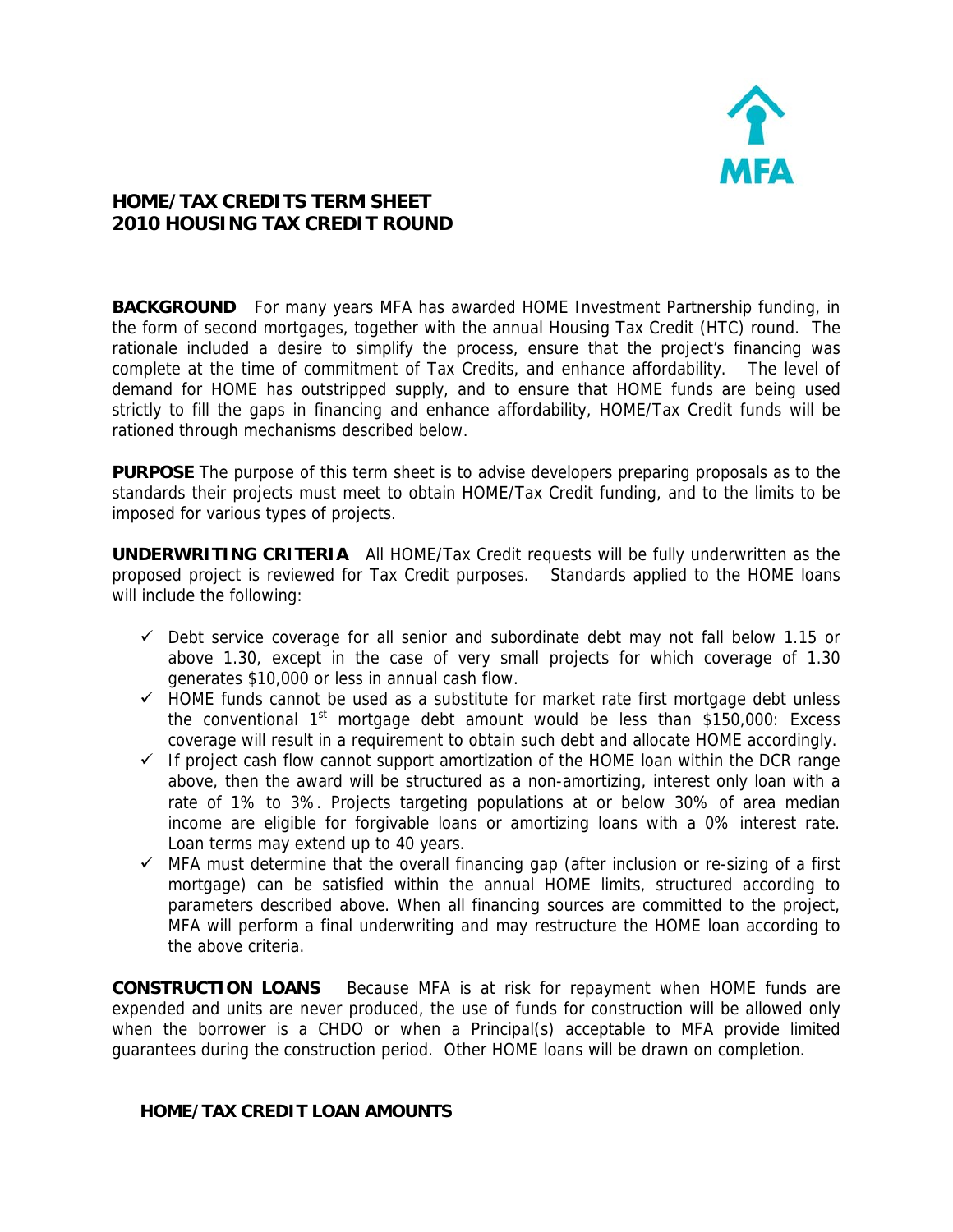# HOME/TAX CREDITS TERM SHEET
# 2010 HOUSING TAX CREDIT ROUND

**BACKGROUND** For many years MFA has awarded HOME Investment Partnership funding, in the form of second mortgages, together with the annual Housing Tax Credit (HTC) round. The rationale included a desire to simplify the process, ensure that the project's financing was complete at the time of commitment of Tax Credits, and enhance affordability. The level of demand for HOME has outstripped supply, and to ensure that HOME funds are being used strictly to fill the gaps in financing and enhance affordability, HOME/Tax Credit funds will be rationed through mechanisms described below.

**PURPOSE** The purpose of this term sheet is to advise developers preparing proposals as to the standards their projects must meet to obtain HOME/Tax Credit funding, and to the limits to be imposed for various types of projects.

**UNDERWRITING CRITERIA** All HOME/Tax Credit requests will be fully underwritten as the proposed project is reviewed for Tax Credit purposes. Standards applied to the HOME loans will include the following:

- ✓ Debt service coverage for all senior and subordinate debt may not fall below 1.15 or above 1.30, except in the case of very small projects for which coverage of 1.30 generates $10,000 or less in annual cash flow.
- ✓ HOME funds cannot be used as a substitute for market rate first mortgage debt unless the conventional 1st mortgage debt amount would be less than $150,000: Excess coverage will result in a requirement to obtain such debt and allocate HOME accordingly.
- ✓ If project cash flow cannot support amortization of the HOME loan within the DCR range above, then the award will be structured as a non-amortizing, interest only loan with a rate of 1% to 3%. Projects targeting populations at or below 30% of area median income are eligible for forgivable loans or amortizing loans with a 0% interest rate. Loan terms may extend up to 40 years.
- ✓ MFA must determine that the overall financing gap (after inclusion or re-sizing of a first mortgage) can be satisfied within the annual HOME limits, structured according to parameters described above. When all financing sources are committed to the project, MFA will perform a final underwriting and may restructure the HOME loan according to the above criteria.

**CONSTRUCTION LOANS** Because MFA is at risk for repayment when HOME funds are expended and units are never produced, the use of funds for construction will be allowed only when the borrower is a CHDO or when a Principal(s) acceptable to MFA provide limited guarantees during the construction period. Other HOME loans will be drawn on completion.

**HOME/TAX CREDIT LOAN AMOUNTS**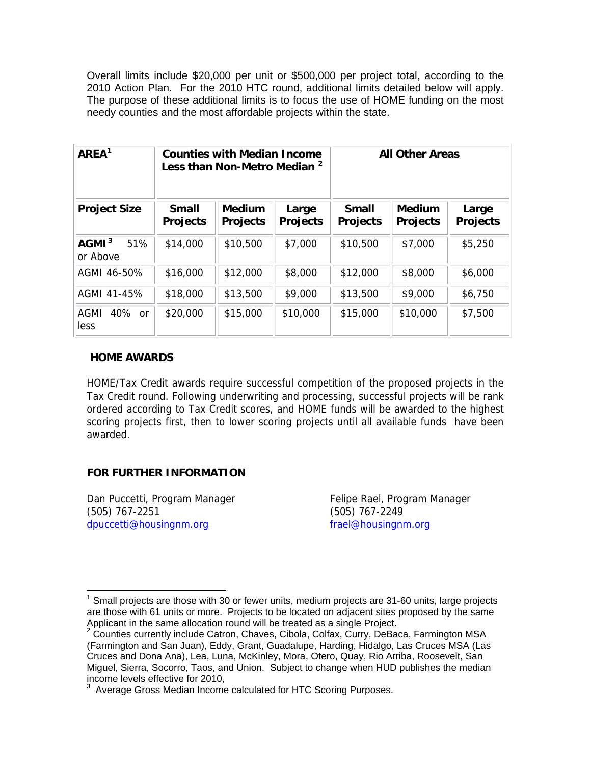Overall limits include $20,000 per unit or $500,000 per project total, according to the 2010 Action Plan. For the 2010 HTC round, additional limits detailed below will apply. The purpose of these additional limits is to focus the use of HOME funding on the most needy counties and the most affordable projects within the state.

| **AREA**[1] | **Counties with Median Income Less than Non-Metro Median** [2] | | | **All Other Areas** | | |
|---|---|---|---|---|---|---|
| **Project Size** | **Small Projects** | **Medium Projects** | **Large Projects** | **Small Projects** | **Medium Projects** | **Large Projects** |
| **AGMI**[3] 51% or Above | $14,000 | $10,500 | $7,000 | $10,500 | $7,000 | $5,250 |
| AGMI 46-50% | $16,000 | $12,000 | $8,000 | $12,000 | $8,000 | $6,000 |
| AGMI 41-45% | $18,000 | $13,500 | $9,000 | $13,500 | $9,000 | $6,750 |
| AGMI 40% or less | $20,000 | $15,000 | $10,000 | $15,000 | $10,000 | $7,500 |

## HOME AWARDS

HOME/Tax Credit awards require successful competition of the proposed projects in the Tax Credit round. Following underwriting and processing, successful projects will be rank ordered according to Tax Credit scores, and HOME funds will be awarded to the highest scoring projects first, then to lower scoring projects until all available funds have been awarded.

## FOR FURTHER INFORMATION

Dan Puccetti, Program Manager
(505) 767-2251
dpuccetti@housingnm.org

Felipe Rael, Program Manager
(505) 767-2249
frael@housingnm.org

---

[1] Small projects are those with 30 or fewer units, medium projects are 31-60 units, large projects are those with 61 units or more. Projects to be located on adjacent sites proposed by the same Applicant in the same allocation round will be treated as a single Project.

[2] Counties currently include Catron, Chaves, Cibola, Colfax, Curry, DeBaca, Farmington MSA (Farmington and San Juan), Eddy, Grant, Guadalupe, Harding, Hidalgo, Las Cruces MSA (Las Cruces and Dona Ana), Lea, Luna, McKinley, Mora, Otero, Quay, Rio Arriba, Roosevelt, San Miguel, Sierra, Socorro, Taos, and Union. Subject to change when HUD publishes the median income levels effective for 2010,

[3] Average Gross Median Income calculated for HTC Scoring Purposes.